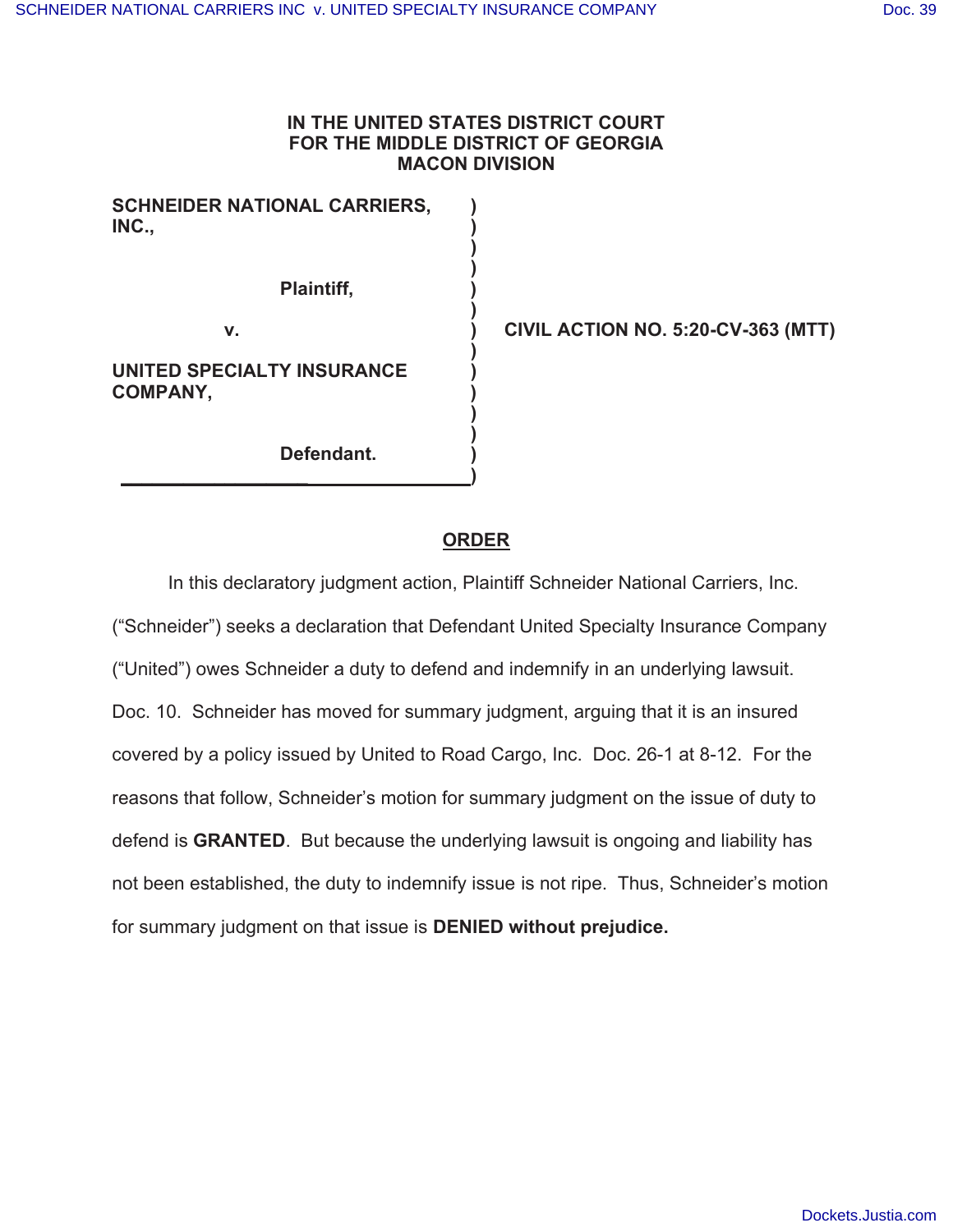IN THE UNITED STATES DISTRICT COURT
FOR THE MIDDLE DISTRICT OF GEORGIA
MACON DIVISION

| | | |
|---|---|---|
| **SCHNEIDER NATIONAL CARRIERS, INC.,** | ) | |
| **Plaintiff,** | ) | |
| **v.** | ) | **CIVIL ACTION NO. 5:20-CV-363 (MTT)** |
| **UNITED SPECIALTY INSURANCE COMPANY,** | ) | |
| **Defendant.** | ) | |

## ORDER

In this declaratory judgment action, Plaintiff Schneider National Carriers, Inc. ("Schneider") seeks a declaration that Defendant United Specialty Insurance Company ("United") owes Schneider a duty to defend and indemnify in an underlying lawsuit. Doc. 10. Schneider has moved for summary judgment, arguing that it is an insured covered by a policy issued by United to Road Cargo, Inc. Doc. 26-1 at 8-12. For the reasons that follow, Schneider's motion for summary judgment on the issue of duty to defend is **GRANTED**. But because the underlying lawsuit is ongoing and liability has not been established, the duty to indemnify issue is not ripe. Thus, Schneider's motion for summary judgment on that issue is **DENIED without prejudice.**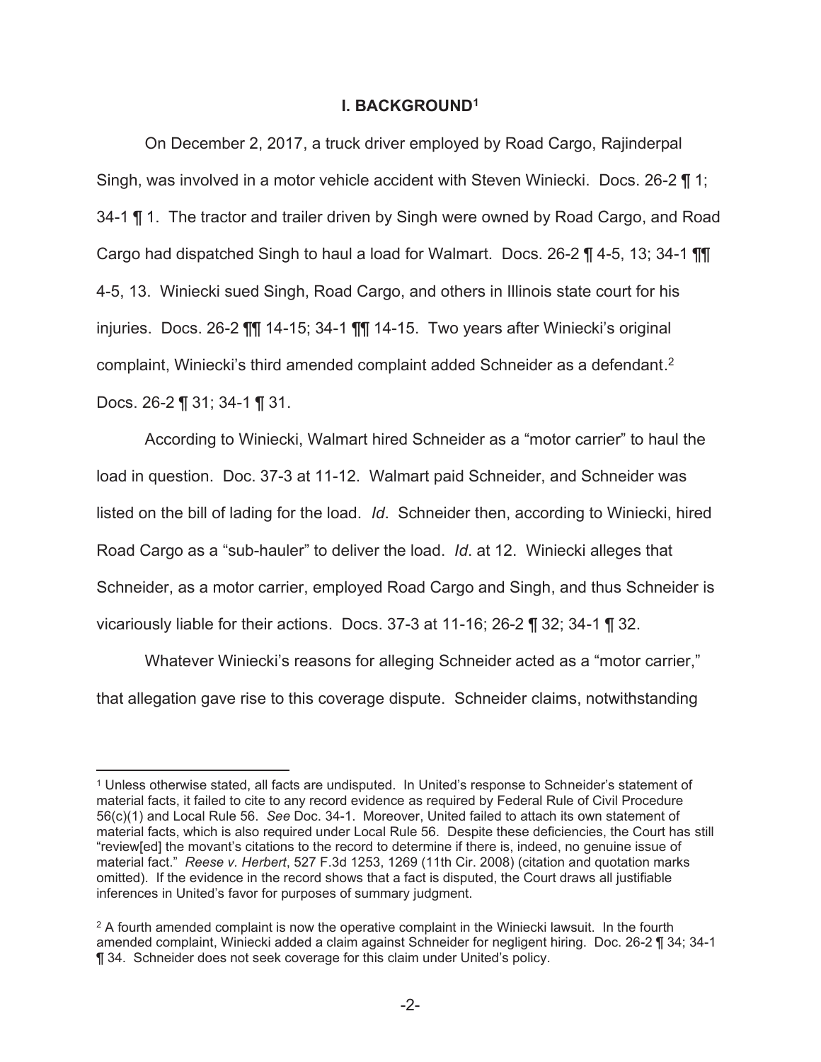## I. BACKGROUND[1]

On December 2, 2017, a truck driver employed by Road Cargo, Rajinderpal Singh, was involved in a motor vehicle accident with Steven Winiecki. Docs. 26-2 ¶ 1; 34-1 ¶ 1. The tractor and trailer driven by Singh were owned by Road Cargo, and Road Cargo had dispatched Singh to haul a load for Walmart. Docs. 26-2 ¶ 4-5, 13; 34-1 ¶¶ 4-5, 13. Winiecki sued Singh, Road Cargo, and others in Illinois state court for his injuries. Docs. 26-2 ¶¶ 14-15; 34-1 ¶¶ 14-15. Two years after Winiecki's original complaint, Winiecki's third amended complaint added Schneider as a defendant.[2] Docs. 26-2 ¶ 31; 34-1 ¶ 31.

According to Winiecki, Walmart hired Schneider as a "motor carrier" to haul the load in question. Doc. 37-3 at 11-12. Walmart paid Schneider, and Schneider was listed on the bill of lading for the load. *Id*. Schneider then, according to Winiecki, hired Road Cargo as a "sub-hauler" to deliver the load. *Id*. at 12. Winiecki alleges that Schneider, as a motor carrier, employed Road Cargo and Singh, and thus Schneider is vicariously liable for their actions. Docs. 37-3 at 11-16; 26-2 ¶ 32; 34-1 ¶ 32.

Whatever Winiecki's reasons for alleging Schneider acted as a "motor carrier," that allegation gave rise to this coverage dispute. Schneider claims, notwithstanding

---

[1] Unless otherwise stated, all facts are undisputed. In United's response to Schneider's statement of material facts, it failed to cite to any record evidence as required by Federal Rule of Civil Procedure 56(c)(1) and Local Rule 56. *See* Doc. 34-1. Moreover, United failed to attach its own statement of material facts, which is also required under Local Rule 56. Despite these deficiencies, the Court has still "review[ed] the movant's citations to the record to determine if there is, indeed, no genuine issue of material fact." *Reese v. Herbert*, 527 F.3d 1253, 1269 (11th Cir. 2008) (citation and quotation marks omitted). If the evidence in the record shows that a fact is disputed, the Court draws all justifiable inferences in United's favor for purposes of summary judgment.

[2] A fourth amended complaint is now the operative complaint in the Winiecki lawsuit. In the fourth amended complaint, Winiecki added a claim against Schneider for negligent hiring. Doc. 26-2 ¶ 34; 34-1 ¶ 34. Schneider does not seek coverage for this claim under United's policy.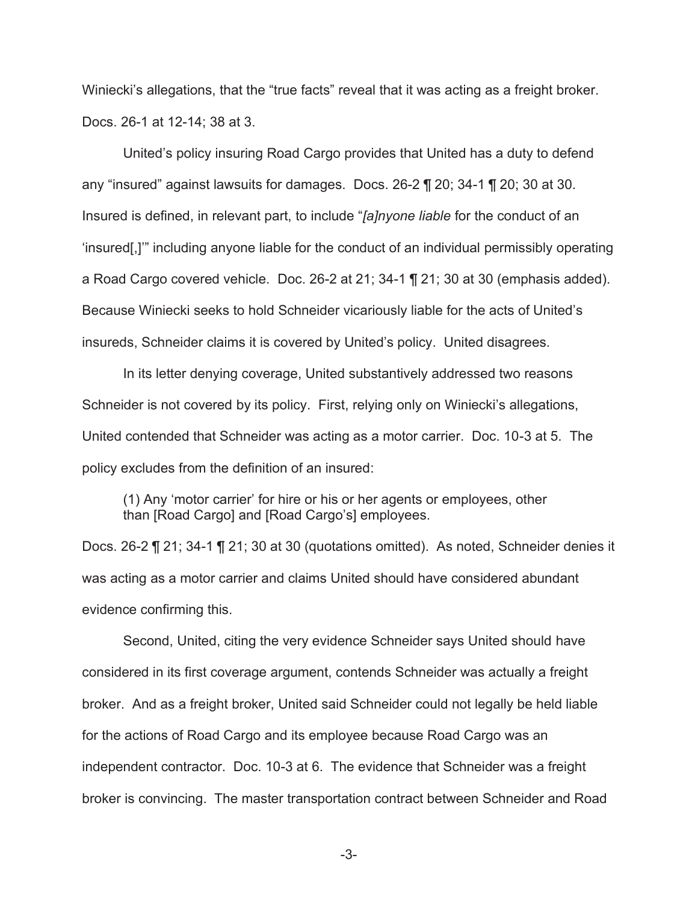Winiecki's allegations, that the "true facts" reveal that it was acting as a freight broker. Docs. 26-1 at 12-14; 38 at 3.

United's policy insuring Road Cargo provides that United has a duty to defend any "insured" against lawsuits for damages. Docs. 26-2 ¶ 20; 34-1 ¶ 20; 30 at 30. Insured is defined, in relevant part, to include "*[a]nyone liable* for the conduct of an 'insured[,]'" including anyone liable for the conduct of an individual permissibly operating a Road Cargo covered vehicle. Doc. 26-2 at 21; 34-1 ¶ 21; 30 at 30 (emphasis added). Because Winiecki seeks to hold Schneider vicariously liable for the acts of United's insureds, Schneider claims it is covered by United's policy. United disagrees.

In its letter denying coverage, United substantively addressed two reasons Schneider is not covered by its policy. First, relying only on Winiecki's allegations, United contended that Schneider was acting as a motor carrier. Doc. 10-3 at 5. The policy excludes from the definition of an insured:

> (1) Any 'motor carrier' for hire or his or her agents or employees, other than [Road Cargo] and [Road Cargo's] employees.

Docs. 26-2 ¶ 21; 34-1 ¶ 21; 30 at 30 (quotations omitted). As noted, Schneider denies it was acting as a motor carrier and claims United should have considered abundant evidence confirming this.

Second, United, citing the very evidence Schneider says United should have considered in its first coverage argument, contends Schneider was actually a freight broker. And as a freight broker, United said Schneider could not legally be held liable for the actions of Road Cargo and its employee because Road Cargo was an independent contractor. Doc. 10-3 at 6. The evidence that Schneider was a freight broker is convincing. The master transportation contract between Schneider and Road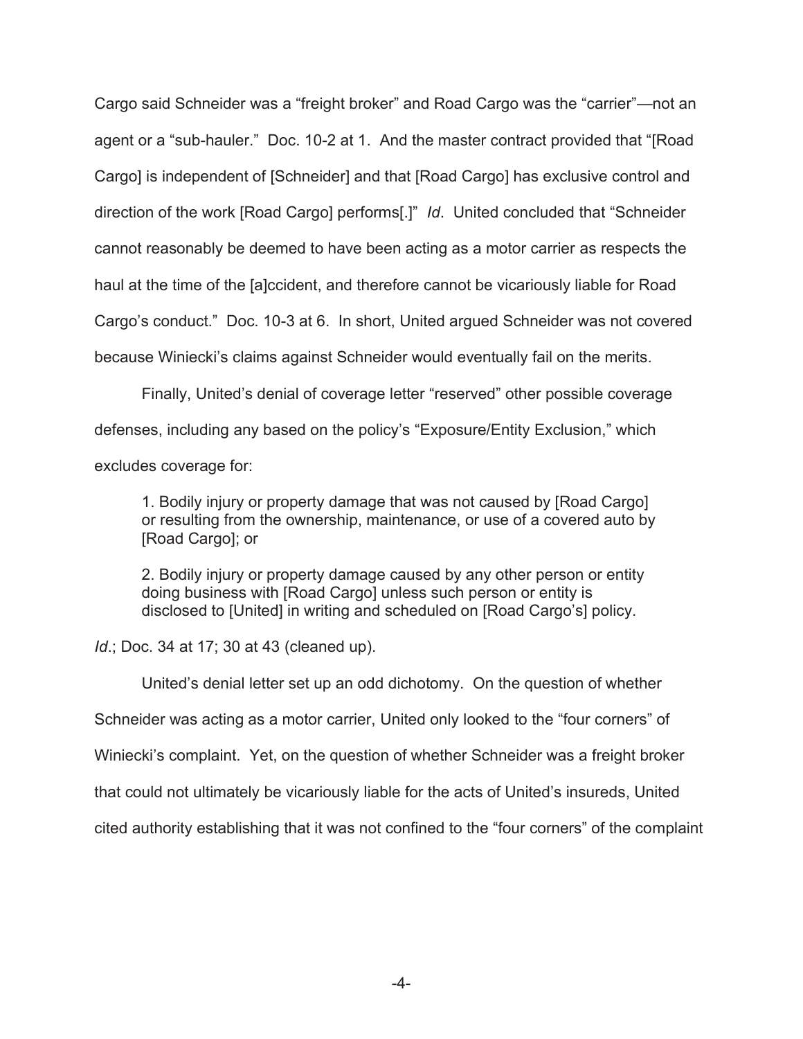Cargo said Schneider was a "freight broker" and Road Cargo was the "carrier"—not an agent or a "sub-hauler." Doc. 10-2 at 1. And the master contract provided that "[Road Cargo] is independent of [Schneider] and that [Road Cargo] has exclusive control and direction of the work [Road Cargo] performs[.]" *Id*. United concluded that "Schneider cannot reasonably be deemed to have been acting as a motor carrier as respects the haul at the time of the [a]ccident, and therefore cannot be vicariously liable for Road Cargo's conduct." Doc. 10-3 at 6. In short, United argued Schneider was not covered because Winiecki's claims against Schneider would eventually fail on the merits.

Finally, United's denial of coverage letter "reserved" other possible coverage defenses, including any based on the policy's "Exposure/Entity Exclusion," which excludes coverage for:

> 1. Bodily injury or property damage that was not caused by [Road Cargo] or resulting from the ownership, maintenance, or use of a covered auto by [Road Cargo]; or
>
> 2. Bodily injury or property damage caused by any other person or entity doing business with [Road Cargo] unless such person or entity is disclosed to [United] in writing and scheduled on [Road Cargo's] policy.

*Id*.; Doc. 34 at 17; 30 at 43 (cleaned up).

United's denial letter set up an odd dichotomy. On the question of whether Schneider was acting as a motor carrier, United only looked to the "four corners" of Winiecki's complaint. Yet, on the question of whether Schneider was a freight broker that could not ultimately be vicariously liable for the acts of United's insureds, United cited authority establishing that it was not confined to the "four corners" of the complaint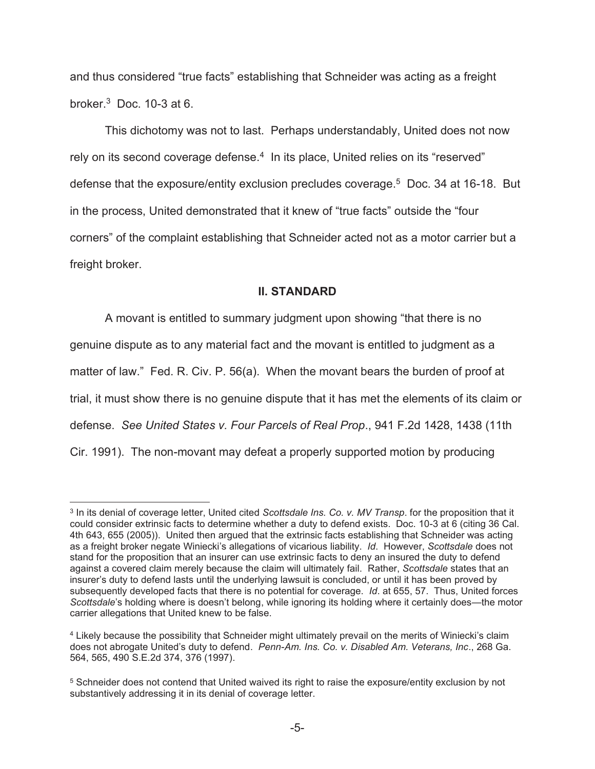and thus considered "true facts" establishing that Schneider was acting as a freight broker.[3] Doc. 10-3 at 6.

This dichotomy was not to last. Perhaps understandably, United does not now rely on its second coverage defense.[4] In its place, United relies on its "reserved" defense that the exposure/entity exclusion precludes coverage.[5] Doc. 34 at 16-18. But in the process, United demonstrated that it knew of "true facts" outside the "four corners" of the complaint establishing that Schneider acted not as a motor carrier but a freight broker.

## II. STANDARD

A movant is entitled to summary judgment upon showing "that there is no genuine dispute as to any material fact and the movant is entitled to judgment as a matter of law." Fed. R. Civ. P. 56(a). When the movant bears the burden of proof at trial, it must show there is no genuine dispute that it has met the elements of its claim or defense. *See United States v. Four Parcels of Real Prop*., 941 F.2d 1428, 1438 (11th Cir. 1991). The non-movant may defeat a properly supported motion by producing

---

[3] In its denial of coverage letter, United cited *Scottsdale Ins. Co. v. MV Transp*. for the proposition that it could consider extrinsic facts to determine whether a duty to defend exists. Doc. 10-3 at 6 (citing 36 Cal. 4th 643, 655 (2005)). United then argued that the extrinsic facts establishing that Schneider was acting as a freight broker negate Winiecki's allegations of vicarious liability. *Id*. However, *Scottsdale* does not stand for the proposition that an insurer can use extrinsic facts to deny an insured the duty to defend against a covered claim merely because the claim will ultimately fail. Rather, *Scottsdale* states that an insurer's duty to defend lasts until the underlying lawsuit is concluded, or until it has been proved by subsequently developed facts that there is no potential for coverage. *Id*. at 655, 57. Thus, United forces *Scottsdale*'s holding where is doesn't belong, while ignoring its holding where it certainly does—the motor carrier allegations that United knew to be false.

[4] Likely because the possibility that Schneider might ultimately prevail on the merits of Winiecki's claim does not abrogate United's duty to defend. *Penn-Am. Ins. Co. v. Disabled Am. Veterans, Inc*., 268 Ga. 564, 565, 490 S.E.2d 374, 376 (1997).

[5] Schneider does not contend that United waived its right to raise the exposure/entity exclusion by not substantively addressing it in its denial of coverage letter.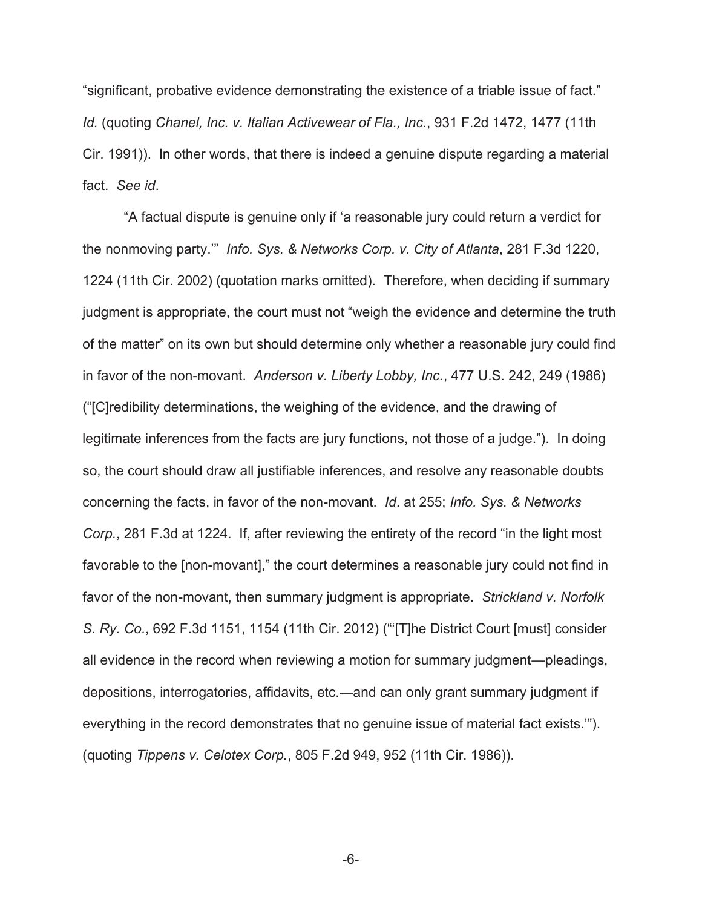"significant, probative evidence demonstrating the existence of a triable issue of fact." *Id.* (quoting *Chanel, Inc. v. Italian Activewear of Fla., Inc.*, 931 F.2d 1472, 1477 (11th Cir. 1991)). In other words, that there is indeed a genuine dispute regarding a material fact. *See id*.

"A factual dispute is genuine only if 'a reasonable jury could return a verdict for the nonmoving party.'" *Info. Sys. & Networks Corp. v. City of Atlanta*, 281 F.3d 1220, 1224 (11th Cir. 2002) (quotation marks omitted). Therefore, when deciding if summary judgment is appropriate, the court must not "weigh the evidence and determine the truth of the matter" on its own but should determine only whether a reasonable jury could find in favor of the non-movant. *Anderson v. Liberty Lobby, Inc.*, 477 U.S. 242, 249 (1986) ("[C]redibility determinations, the weighing of the evidence, and the drawing of legitimate inferences from the facts are jury functions, not those of a judge."). In doing so, the court should draw all justifiable inferences, and resolve any reasonable doubts concerning the facts, in favor of the non-movant. *Id*. at 255; *Info. Sys. & Networks Corp.*, 281 F.3d at 1224. If, after reviewing the entirety of the record "in the light most favorable to the [non-movant]," the court determines a reasonable jury could not find in favor of the non-movant, then summary judgment is appropriate. *Strickland v. Norfolk S. Ry. Co.*, 692 F.3d 1151, 1154 (11th Cir. 2012) ("'[T]he District Court [must] consider all evidence in the record when reviewing a motion for summary judgment—pleadings, depositions, interrogatories, affidavits, etc.—and can only grant summary judgment if everything in the record demonstrates that no genuine issue of material fact exists.'"). (quoting *Tippens v. Celotex Corp.*, 805 F.2d 949, 952 (11th Cir. 1986)).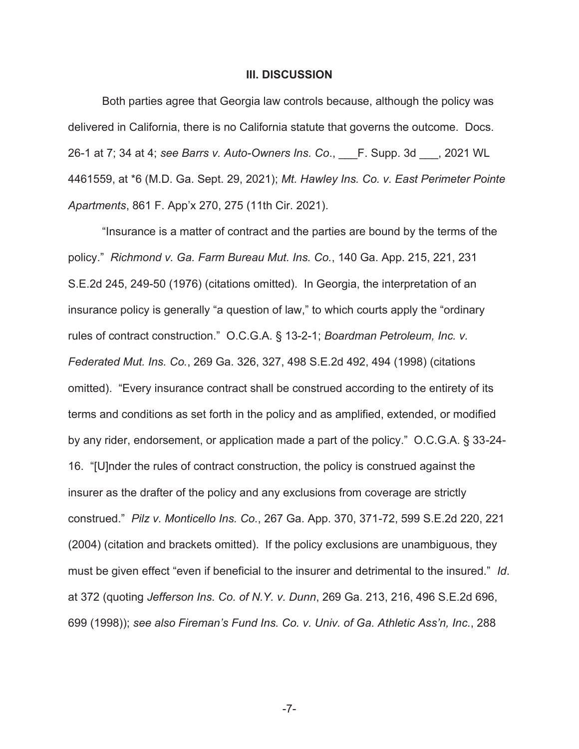## III. DISCUSSION

Both parties agree that Georgia law controls because, although the policy was delivered in California, there is no California statute that governs the outcome. Docs. 26-1 at 7; 34 at 4; *see Barrs v. Auto-Owners Ins. Co.*, ___F. Supp. 3d ___, 2021 WL 4461559, at *6 (M.D. Ga. Sept. 29, 2021); *Mt. Hawley Ins. Co. v. East Perimeter Pointe Apartments*, 861 F. App'x 270, 275 (11th Cir. 2021).

"Insurance is a matter of contract and the parties are bound by the terms of the policy." *Richmond v. Ga. Farm Bureau Mut. Ins. Co.*, 140 Ga. App. 215, 221, 231 S.E.2d 245, 249-50 (1976) (citations omitted). In Georgia, the interpretation of an insurance policy is generally "a question of law," to which courts apply the "ordinary rules of contract construction." O.C.G.A. § 13-2-1; *Boardman Petroleum, Inc. v. Federated Mut. Ins. Co.*, 269 Ga. 326, 327, 498 S.E.2d 492, 494 (1998) (citations omitted). "Every insurance contract shall be construed according to the entirety of its terms and conditions as set forth in the policy and as amplified, extended, or modified by any rider, endorsement, or application made a part of the policy." O.C.G.A. § 33-24-16. "[U]nder the rules of contract construction, the policy is construed against the insurer as the drafter of the policy and any exclusions from coverage are strictly construed." *Pilz v. Monticello Ins. Co.*, 267 Ga. App. 370, 371-72, 599 S.E.2d 220, 221 (2004) (citation and brackets omitted). If the policy exclusions are unambiguous, they must be given effect "even if beneficial to the insurer and detrimental to the insured." *Id*. at 372 (quoting *Jefferson Ins. Co. of N.Y. v. Dunn*, 269 Ga. 213, 216, 496 S.E.2d 696, 699 (1998)); *see also Fireman's Fund Ins. Co. v. Univ. of Ga. Athletic Ass'n, Inc.*, 288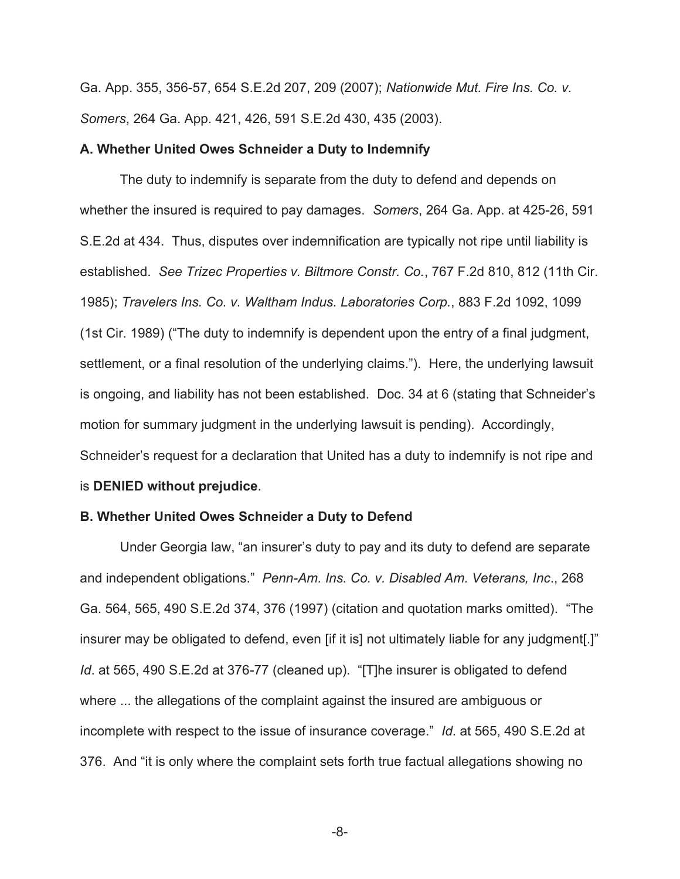Ga. App. 355, 356-57, 654 S.E.2d 207, 209 (2007); *Nationwide Mut. Fire Ins. Co. v. Somers*, 264 Ga. App. 421, 426, 591 S.E.2d 430, 435 (2003).

**A. Whether United Owes Schneider a Duty to Indemnify**

The duty to indemnify is separate from the duty to defend and depends on whether the insured is required to pay damages. *Somers*, 264 Ga. App. at 425-26, 591 S.E.2d at 434. Thus, disputes over indemnification are typically not ripe until liability is established. *See Trizec Properties v. Biltmore Constr. Co.*, 767 F.2d 810, 812 (11th Cir. 1985); *Travelers Ins. Co. v. Waltham Indus. Laboratories Corp.*, 883 F.2d 1092, 1099 (1st Cir. 1989) ("The duty to indemnify is dependent upon the entry of a final judgment, settlement, or a final resolution of the underlying claims."). Here, the underlying lawsuit is ongoing, and liability has not been established. Doc. 34 at 6 (stating that Schneider's motion for summary judgment in the underlying lawsuit is pending). Accordingly, Schneider's request for a declaration that United has a duty to indemnify is not ripe and is **DENIED without prejudice**.

**B. Whether United Owes Schneider a Duty to Defend**

Under Georgia law, "an insurer's duty to pay and its duty to defend are separate and independent obligations." *Penn-Am. Ins. Co. v. Disabled Am. Veterans, Inc.*, 268 Ga. 564, 565, 490 S.E.2d 374, 376 (1997) (citation and quotation marks omitted). "The insurer may be obligated to defend, even [if it is] not ultimately liable for any judgment[.]" *Id*. at 565, 490 S.E.2d at 376-77 (cleaned up). "[T]he insurer is obligated to defend where ... the allegations of the complaint against the insured are ambiguous or incomplete with respect to the issue of insurance coverage." *Id*. at 565, 490 S.E.2d at 376. And "it is only where the complaint sets forth true factual allegations showing no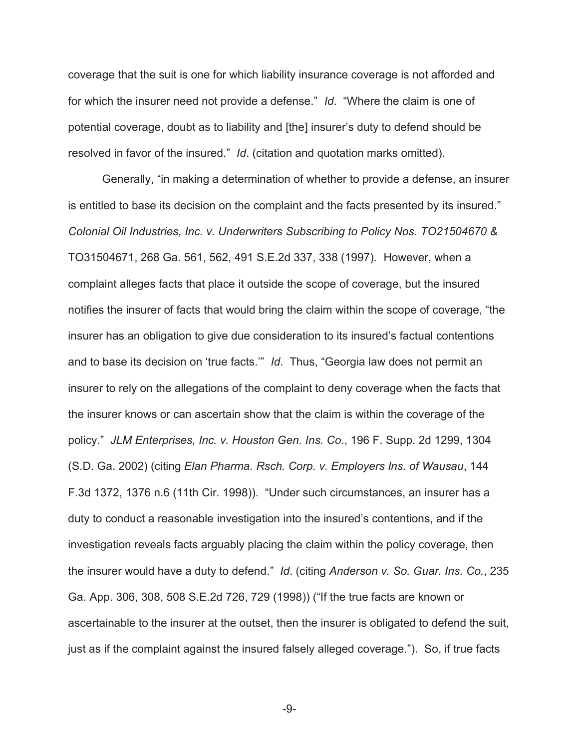coverage that the suit is one for which liability insurance coverage is not afforded and for which the insurer need not provide a defense." *Id*. "Where the claim is one of potential coverage, doubt as to liability and [the] insurer's duty to defend should be resolved in favor of the insured." *Id*. (citation and quotation marks omitted).

Generally, "in making a determination of whether to provide a defense, an insurer is entitled to base its decision on the complaint and the facts presented by its insured." *Colonial Oil Industries, Inc. v. Underwriters Subscribing to Policy Nos. TO21504670 &* TO31504671, 268 Ga. 561, 562, 491 S.E.2d 337, 338 (1997). However, when a complaint alleges facts that place it outside the scope of coverage, but the insured notifies the insurer of facts that would bring the claim within the scope of coverage, "the insurer has an obligation to give due consideration to its insured's factual contentions and to base its decision on 'true facts.'" *Id*. Thus, "Georgia law does not permit an insurer to rely on the allegations of the complaint to deny coverage when the facts that the insurer knows or can ascertain show that the claim is within the coverage of the policy." *JLM Enterprises, Inc. v. Houston Gen. Ins. Co.*, 196 F. Supp. 2d 1299, 1304 (S.D. Ga. 2002) (citing *Elan Pharma. Rsch. Corp. v. Employers Ins. of Wausau*, 144 F.3d 1372, 1376 n.6 (11th Cir. 1998)). "Under such circumstances, an insurer has a duty to conduct a reasonable investigation into the insured's contentions, and if the investigation reveals facts arguably placing the claim within the policy coverage, then the insurer would have a duty to defend." *Id*. (citing *Anderson v. So. Guar. Ins. Co.*, 235 Ga. App. 306, 308, 508 S.E.2d 726, 729 (1998)) ("If the true facts are known or ascertainable to the insurer at the outset, then the insurer is obligated to defend the suit, just as if the complaint against the insured falsely alleged coverage."). So, if true facts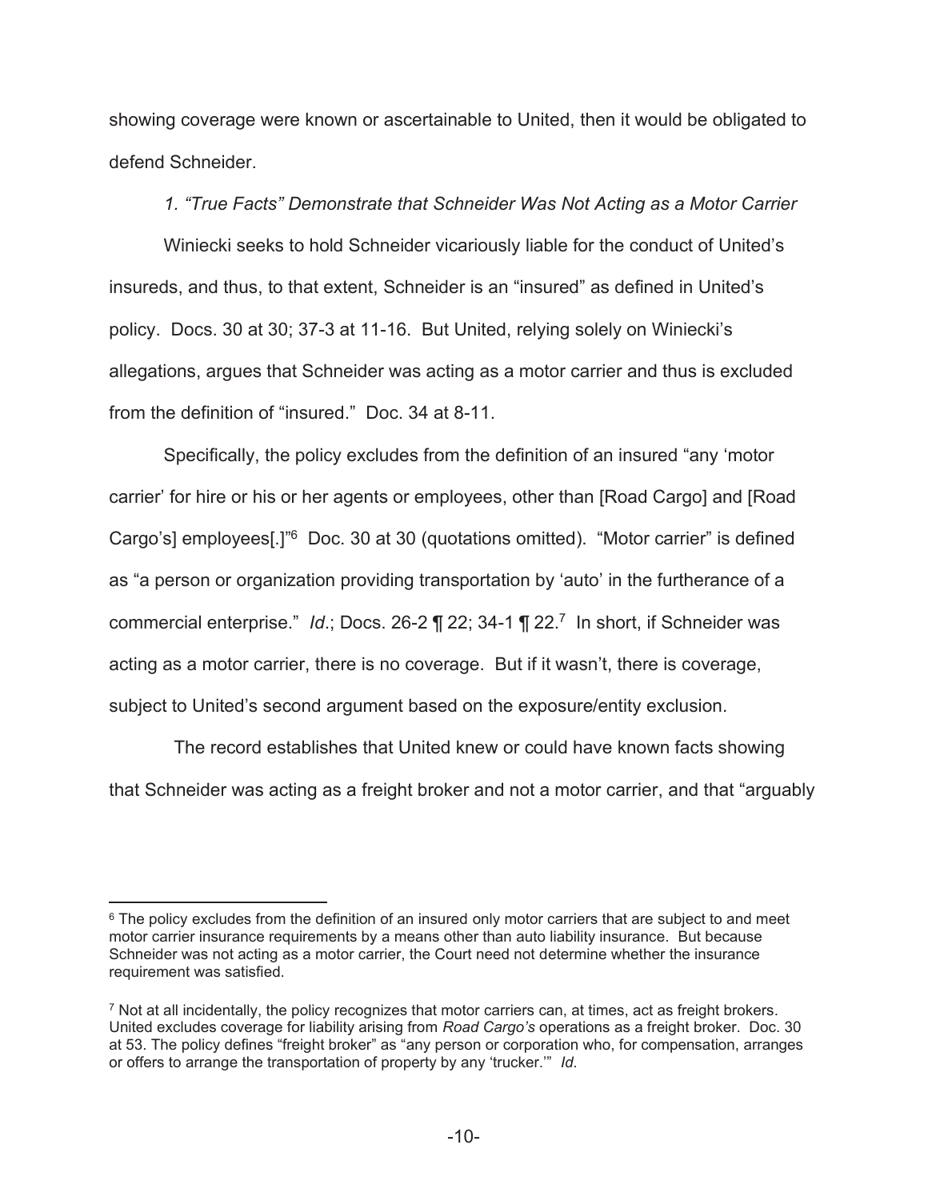showing coverage were known or ascertainable to United, then it would be obligated to defend Schneider.

*1. "True Facts" Demonstrate that Schneider Was Not Acting as a Motor Carrier*

Winiecki seeks to hold Schneider vicariously liable for the conduct of United's insureds, and thus, to that extent, Schneider is an "insured" as defined in United's policy. Docs. 30 at 30; 37-3 at 11-16. But United, relying solely on Winiecki's allegations, argues that Schneider was acting as a motor carrier and thus is excluded from the definition of "insured." Doc. 34 at 8-11.

Specifically, the policy excludes from the definition of an insured "any 'motor carrier' for hire or his or her agents or employees, other than [Road Cargo] and [Road Cargo's] employees[.]"[6] Doc. 30 at 30 (quotations omitted). "Motor carrier" is defined as "a person or organization providing transportation by 'auto' in the furtherance of a commercial enterprise." *Id*.; Docs. 26-2 ¶ 22; 34-1 ¶ 22.[7] In short, if Schneider was acting as a motor carrier, there is no coverage. But if it wasn't, there is coverage, subject to United's second argument based on the exposure/entity exclusion.

The record establishes that United knew or could have known facts showing that Schneider was acting as a freight broker and not a motor carrier, and that "arguably

---

[6] The policy excludes from the definition of an insured only motor carriers that are subject to and meet motor carrier insurance requirements by a means other than auto liability insurance. But because Schneider was not acting as a motor carrier, the Court need not determine whether the insurance requirement was satisfied.

[7] Not at all incidentally, the policy recognizes that motor carriers can, at times, act as freight brokers. United excludes coverage for liability arising from *Road Cargo's* operations as a freight broker. Doc. 30 at 53. The policy defines "freight broker" as "any person or corporation who, for compensation, arranges or offers to arrange the transportation of property by any 'trucker.'" *Id*.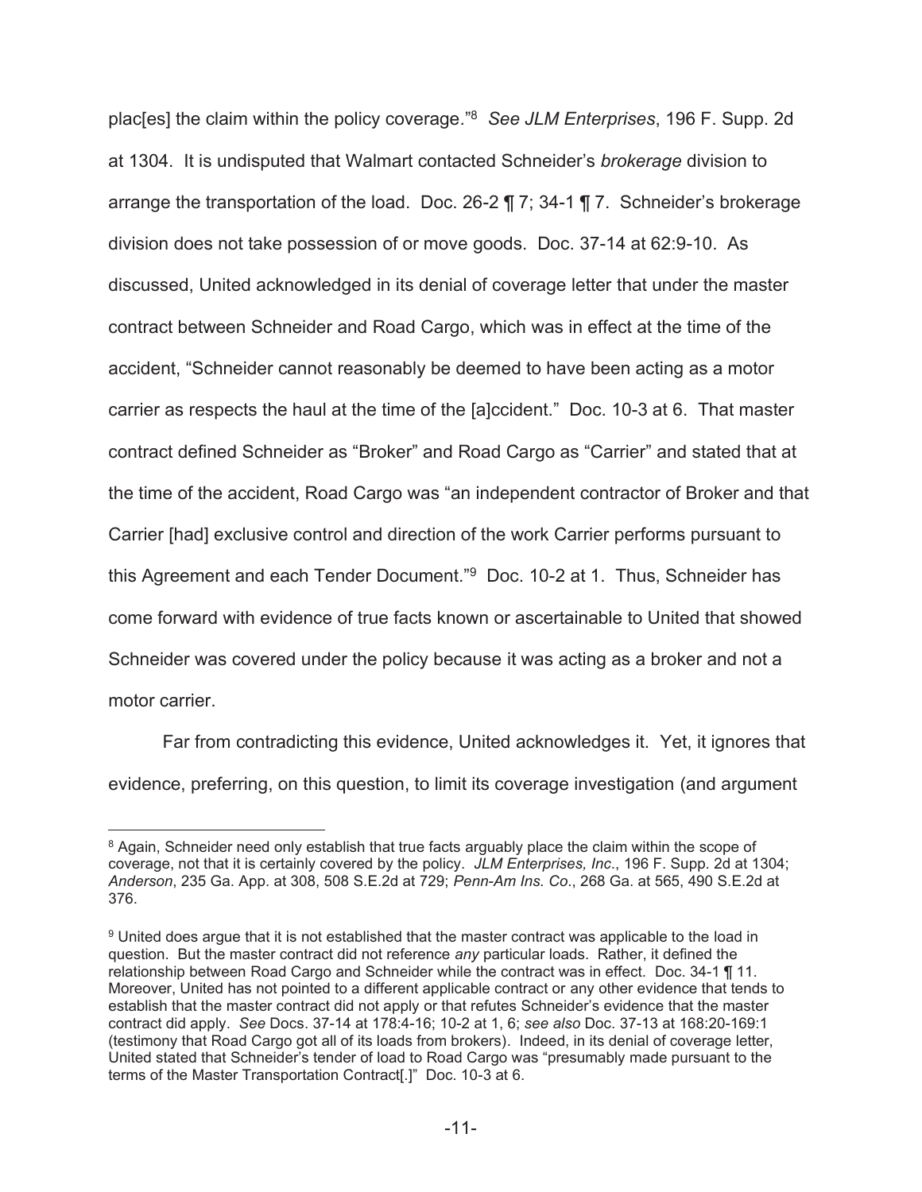plac[es] the claim within the policy coverage."[8] *See JLM Enterprises*, 196 F. Supp. 2d at 1304. It is undisputed that Walmart contacted Schneider's *brokerage* division to arrange the transportation of the load. Doc. 26-2 ¶ 7; 34-1 ¶ 7. Schneider's brokerage division does not take possession of or move goods. Doc. 37-14 at 62:9-10. As discussed, United acknowledged in its denial of coverage letter that under the master contract between Schneider and Road Cargo, which was in effect at the time of the accident, "Schneider cannot reasonably be deemed to have been acting as a motor carrier as respects the haul at the time of the [a]ccident." Doc. 10-3 at 6. That master contract defined Schneider as "Broker" and Road Cargo as "Carrier" and stated that at the time of the accident, Road Cargo was "an independent contractor of Broker and that Carrier [had] exclusive control and direction of the work Carrier performs pursuant to this Agreement and each Tender Document."[9] Doc. 10-2 at 1. Thus, Schneider has come forward with evidence of true facts known or ascertainable to United that showed Schneider was covered under the policy because it was acting as a broker and not a motor carrier.

Far from contradicting this evidence, United acknowledges it. Yet, it ignores that evidence, preferring, on this question, to limit its coverage investigation (and argument

---

[8] Again, Schneider need only establish that true facts arguably place the claim within the scope of coverage, not that it is certainly covered by the policy. *JLM Enterprises, Inc*., 196 F. Supp. 2d at 1304; *Anderson*, 235 Ga. App. at 308, 508 S.E.2d at 729; *Penn-Am Ins. Co*., 268 Ga. at 565, 490 S.E.2d at 376.

[9] United does argue that it is not established that the master contract was applicable to the load in question. But the master contract did not reference *any* particular loads. Rather, it defined the relationship between Road Cargo and Schneider while the contract was in effect. Doc. 34-1 ¶ 11. Moreover, United has not pointed to a different applicable contract or any other evidence that tends to establish that the master contract did not apply or that refutes Schneider's evidence that the master contract did apply. *See* Docs. 37-14 at 178:4-16; 10-2 at 1, 6; *see also* Doc. 37-13 at 168:20-169:1 (testimony that Road Cargo got all of its loads from brokers). Indeed, in its denial of coverage letter, United stated that Schneider's tender of load to Road Cargo was "presumably made pursuant to the terms of the Master Transportation Contract[.]" Doc. 10-3 at 6.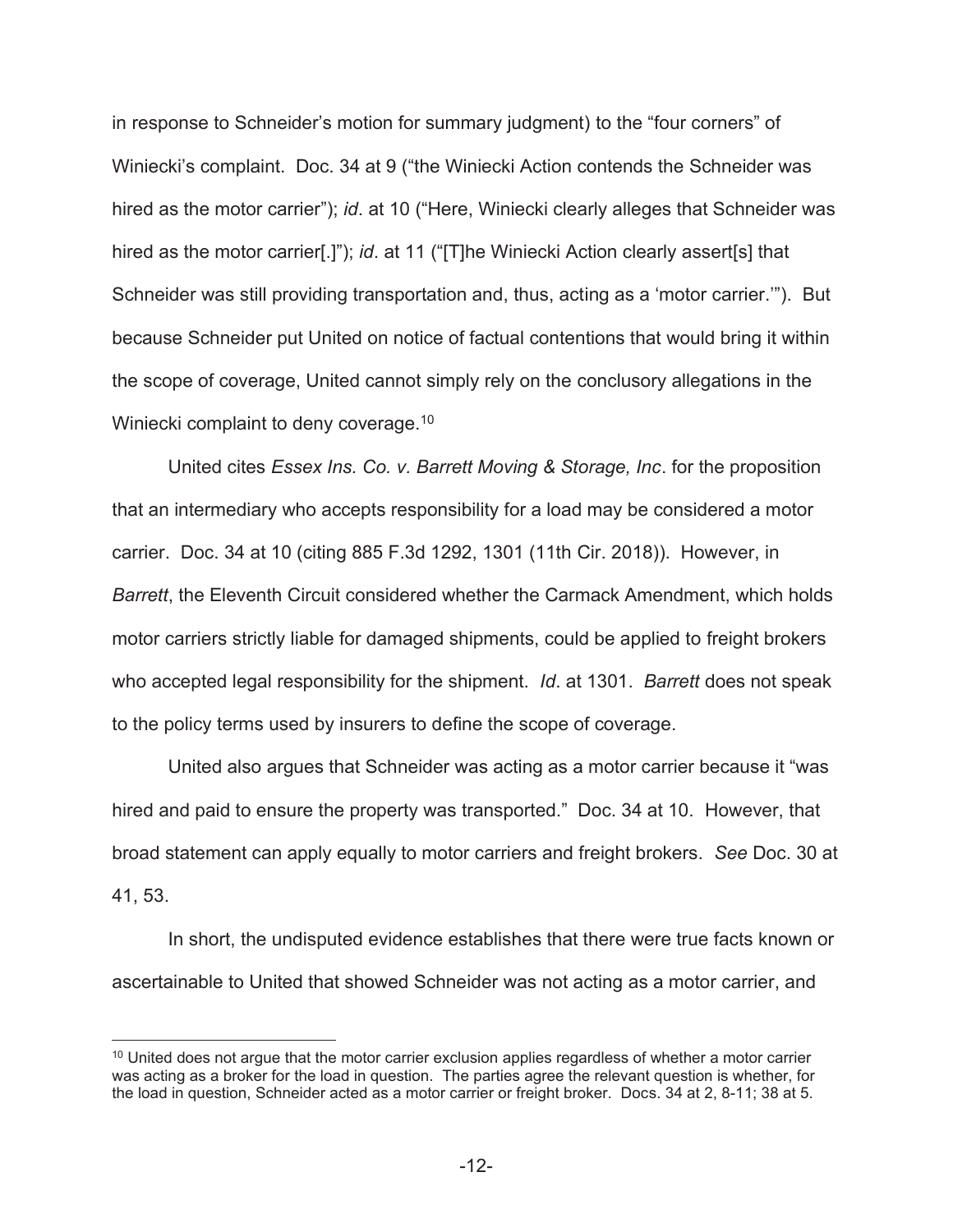in response to Schneider's motion for summary judgment) to the "four corners" of Winiecki's complaint. Doc. 34 at 9 ("the Winiecki Action contends the Schneider was hired as the motor carrier"); *id*. at 10 ("Here, Winiecki clearly alleges that Schneider was hired as the motor carrier[.]"); *id*. at 11 ("[T]he Winiecki Action clearly assert[s] that Schneider was still providing transportation and, thus, acting as a 'motor carrier.'"). But because Schneider put United on notice of factual contentions that would bring it within the scope of coverage, United cannot simply rely on the conclusory allegations in the Winiecki complaint to deny coverage.[10]

United cites *Essex Ins. Co. v. Barrett Moving & Storage, Inc*. for the proposition that an intermediary who accepts responsibility for a load may be considered a motor carrier. Doc. 34 at 10 (citing 885 F.3d 1292, 1301 (11th Cir. 2018)). However, in *Barrett*, the Eleventh Circuit considered whether the Carmack Amendment, which holds motor carriers strictly liable for damaged shipments, could be applied to freight brokers who accepted legal responsibility for the shipment. *Id*. at 1301. *Barrett* does not speak to the policy terms used by insurers to define the scope of coverage.

United also argues that Schneider was acting as a motor carrier because it "was hired and paid to ensure the property was transported." Doc. 34 at 10. However, that broad statement can apply equally to motor carriers and freight brokers. *See* Doc. 30 at 41, 53.

In short, the undisputed evidence establishes that there were true facts known or ascertainable to United that showed Schneider was not acting as a motor carrier, and

---

[10] United does not argue that the motor carrier exclusion applies regardless of whether a motor carrier was acting as a broker for the load in question. The parties agree the relevant question is whether, for the load in question, Schneider acted as a motor carrier or freight broker. Docs. 34 at 2, 8-11; 38 at 5.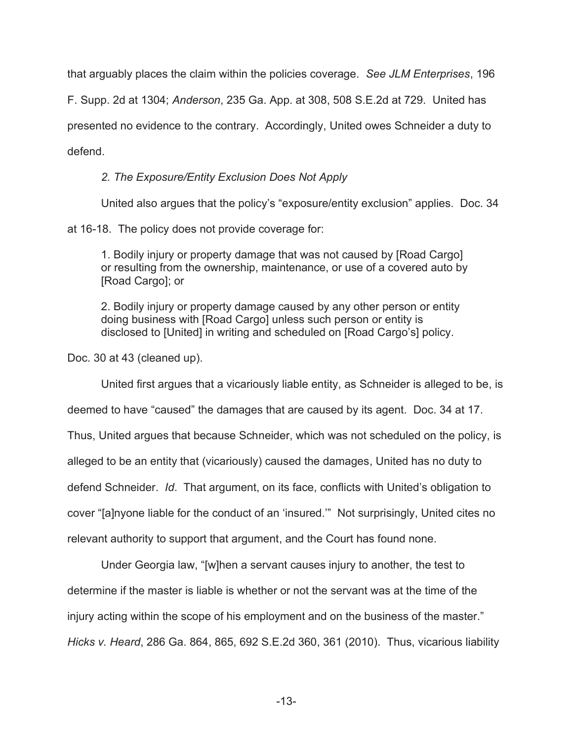that arguably places the claim within the policies coverage. *See JLM Enterprises*, 196 F. Supp. 2d at 1304; *Anderson*, 235 Ga. App. at 308, 508 S.E.2d at 729. United has presented no evidence to the contrary. Accordingly, United owes Schneider a duty to defend.

*2. The Exposure/Entity Exclusion Does Not Apply*

United also argues that the policy's "exposure/entity exclusion" applies. Doc. 34 at 16-18. The policy does not provide coverage for:

> 1. Bodily injury or property damage that was not caused by [Road Cargo] or resulting from the ownership, maintenance, or use of a covered auto by [Road Cargo]; or
>
> 2. Bodily injury or property damage caused by any other person or entity doing business with [Road Cargo] unless such person or entity is disclosed to [United] in writing and scheduled on [Road Cargo's] policy.

Doc. 30 at 43 (cleaned up).

United first argues that a vicariously liable entity, as Schneider is alleged to be, is deemed to have "caused" the damages that are caused by its agent. Doc. 34 at 17. Thus, United argues that because Schneider, which was not scheduled on the policy, is alleged to be an entity that (vicariously) caused the damages, United has no duty to defend Schneider. *Id*. That argument, on its face, conflicts with United's obligation to cover "[a]nyone liable for the conduct of an 'insured.'" Not surprisingly, United cites no relevant authority to support that argument, and the Court has found none.

Under Georgia law, "[w]hen a servant causes injury to another, the test to determine if the master is liable is whether or not the servant was at the time of the injury acting within the scope of his employment and on the business of the master." *Hicks v. Heard*, 286 Ga. 864, 865, 692 S.E.2d 360, 361 (2010). Thus, vicarious liability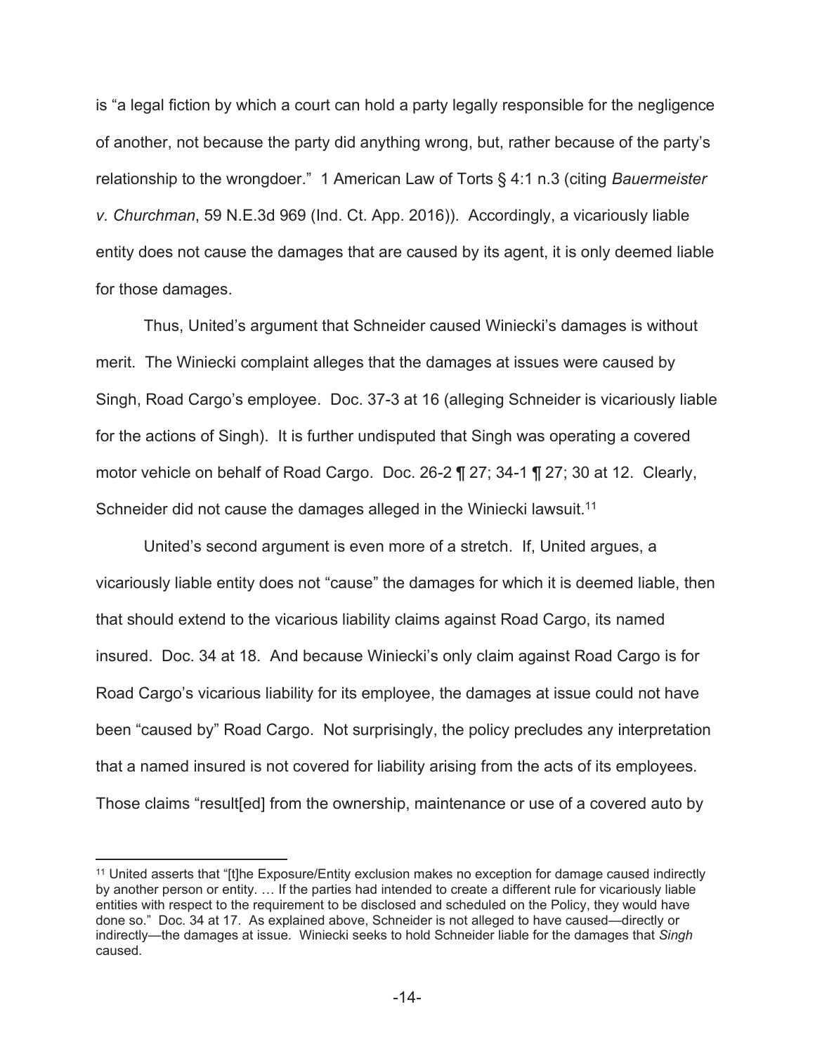is "a legal fiction by which a court can hold a party legally responsible for the negligence of another, not because the party did anything wrong, but, rather because of the party's relationship to the wrongdoer." 1 American Law of Torts § 4:1 n.3 (citing *Bauermeister v. Churchman*, 59 N.E.3d 969 (Ind. Ct. App. 2016)). Accordingly, a vicariously liable entity does not cause the damages that are caused by its agent, it is only deemed liable for those damages.

Thus, United's argument that Schneider caused Winiecki's damages is without merit. The Winiecki complaint alleges that the damages at issues were caused by Singh, Road Cargo's employee. Doc. 37-3 at 16 (alleging Schneider is vicariously liable for the actions of Singh). It is further undisputed that Singh was operating a covered motor vehicle on behalf of Road Cargo. Doc. 26-2 ¶ 27; 34-1 ¶ 27; 30 at 12. Clearly, Schneider did not cause the damages alleged in the Winiecki lawsuit.[11]

United's second argument is even more of a stretch. If, United argues, a vicariously liable entity does not "cause" the damages for which it is deemed liable, then that should extend to the vicarious liability claims against Road Cargo, its named insured. Doc. 34 at 18. And because Winiecki's only claim against Road Cargo is for Road Cargo's vicarious liability for its employee, the damages at issue could not have been "caused by" Road Cargo. Not surprisingly, the policy precludes any interpretation that a named insured is not covered for liability arising from the acts of its employees. Those claims "result[ed] from the ownership, maintenance or use of a covered auto by

---

[11] United asserts that "[t]he Exposure/Entity exclusion makes no exception for damage caused indirectly by another person or entity. … If the parties had intended to create a different rule for vicariously liable entities with respect to the requirement to be disclosed and scheduled on the Policy, they would have done so." Doc. 34 at 17. As explained above, Schneider is not alleged to have caused—directly or indirectly—the damages at issue. Winiecki seeks to hold Schneider liable for the damages that *Singh* caused.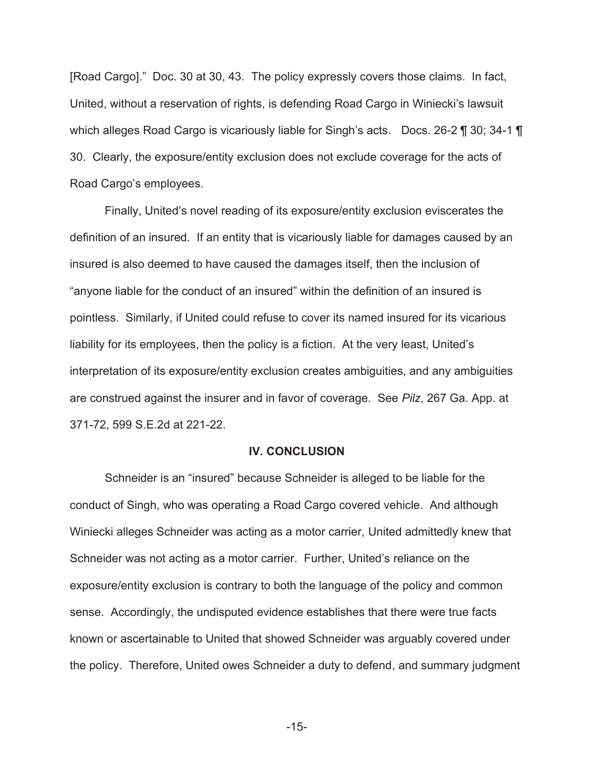[Road Cargo]." Doc. 30 at 30, 43. The policy expressly covers those claims. In fact, United, without a reservation of rights, is defending Road Cargo in Winiecki's lawsuit which alleges Road Cargo is vicariously liable for Singh's acts. Docs. 26-2 ¶ 30; 34-1 ¶ 30. Clearly, the exposure/entity exclusion does not exclude coverage for the acts of Road Cargo's employees.

Finally, United's novel reading of its exposure/entity exclusion eviscerates the definition of an insured. If an entity that is vicariously liable for damages caused by an insured is also deemed to have caused the damages itself, then the inclusion of "anyone liable for the conduct of an insured" within the definition of an insured is pointless. Similarly, if United could refuse to cover its named insured for its vicarious liability for its employees, then the policy is a fiction. At the very least, United's interpretation of its exposure/entity exclusion creates ambiguities, and any ambiguities are construed against the insurer and in favor of coverage. See *Pilz*, 267 Ga. App. at 371-72, 599 S.E.2d at 221-22.

## IV. CONCLUSION

Schneider is an "insured" because Schneider is alleged to be liable for the conduct of Singh, who was operating a Road Cargo covered vehicle. And although Winiecki alleges Schneider was acting as a motor carrier, United admittedly knew that Schneider was not acting as a motor carrier. Further, United's reliance on the exposure/entity exclusion is contrary to both the language of the policy and common sense. Accordingly, the undisputed evidence establishes that there were true facts known or ascertainable to United that showed Schneider was arguably covered under the policy. Therefore, United owes Schneider a duty to defend, and summary judgment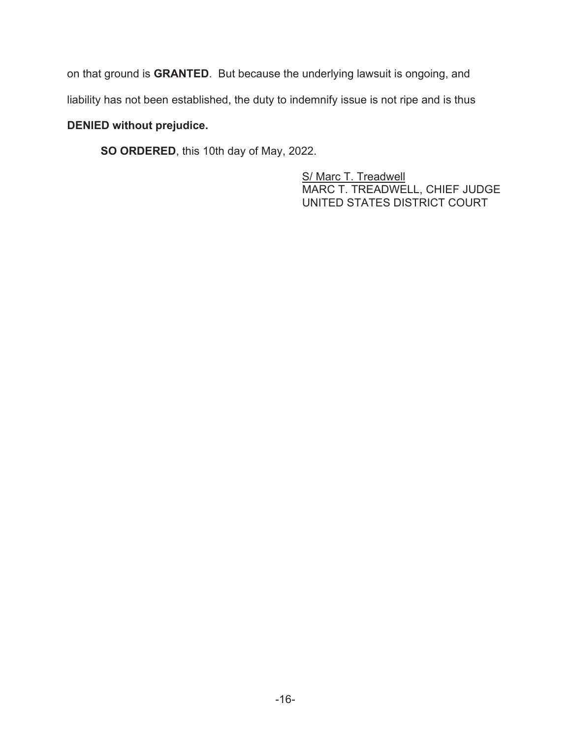on that ground is **GRANTED**. But because the underlying lawsuit is ongoing, and liability has not been established, the duty to indemnify issue is not ripe and is thus **DENIED without prejudice.**

**SO ORDERED**, this 10th day of May, 2022.

S/ Marc T. Treadwell
MARC T. TREADWELL, CHIEF JUDGE
UNITED STATES DISTRICT COURT